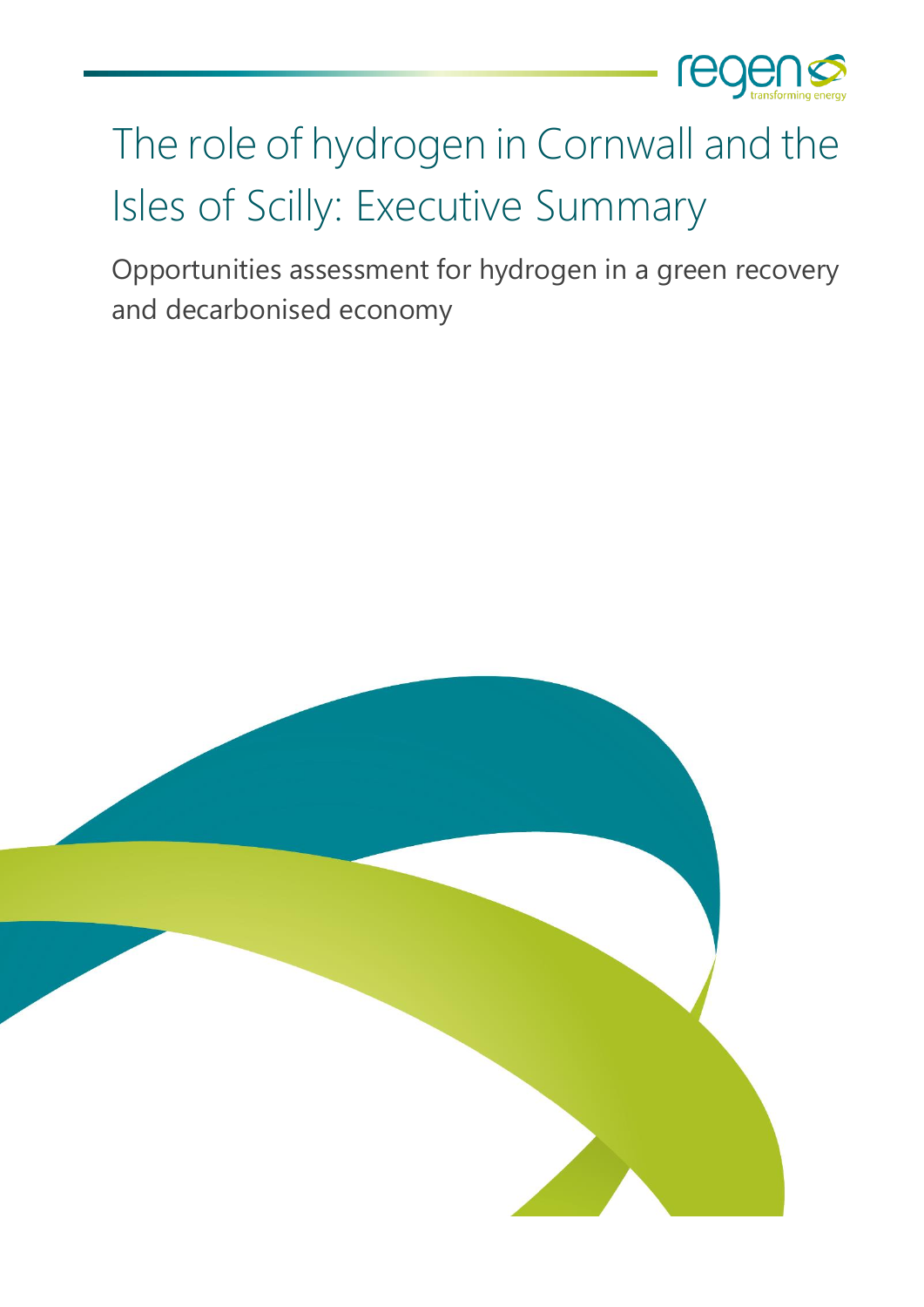# The role of hydrogen in Cornwall and the Isles of Scilly: Executive Summary

Opportunities assessment for hydrogen in a green recovery and decarbonised economy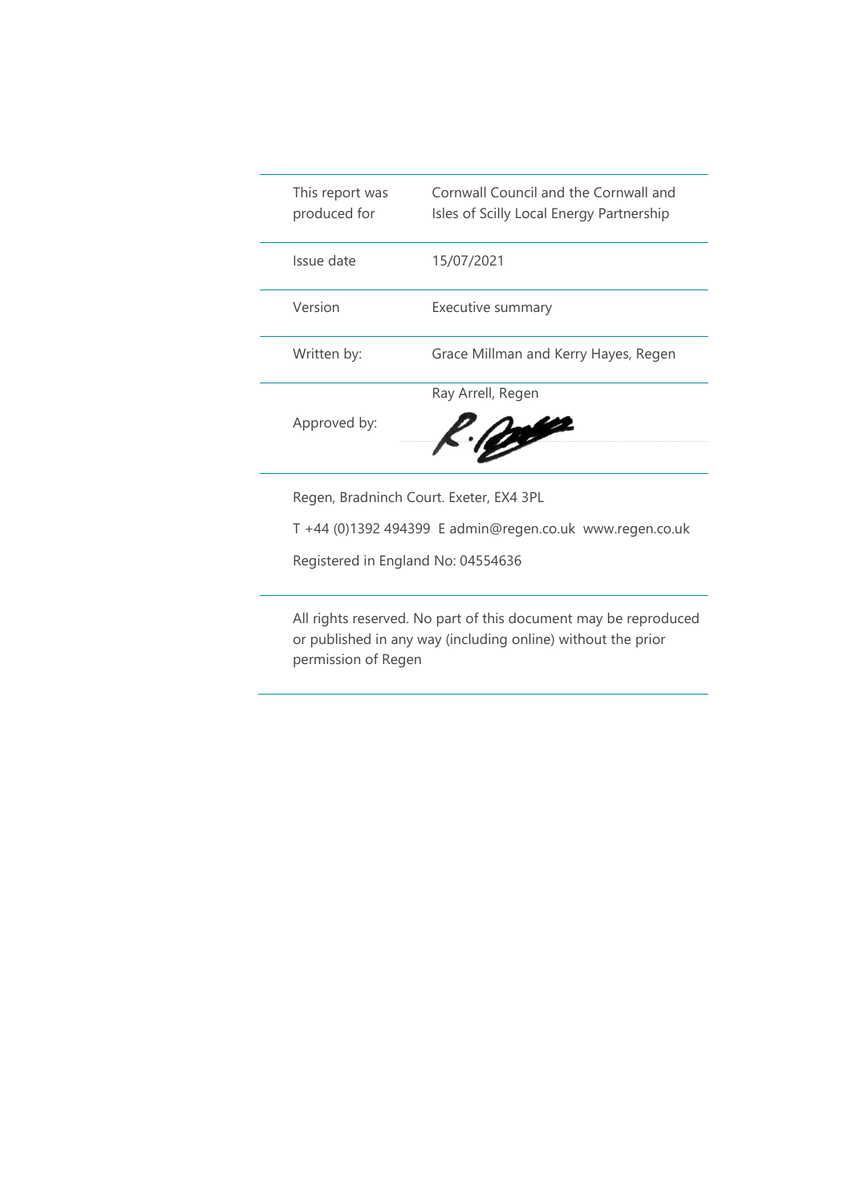| | |
|---|---|
| This report was produced for | Cornwall Council and the Cornwall and Isles of Scilly Local Energy Partnership |
| Issue date | 15/07/2021 |
| Version | Executive summary |
| Written by: | Grace Millman and Kerry Hayes, Regen |
| Approved by: | Ray Arrell, Regen |

Regen, Bradninch Court. Exeter, EX4 3PL

T +44 (0)1392 494399 E admin@regen.co.uk www.regen.co.uk

Registered in England No: 04554636

All rights reserved. No part of this document may be reproduced or published in any way (including online) without the prior permission of Regen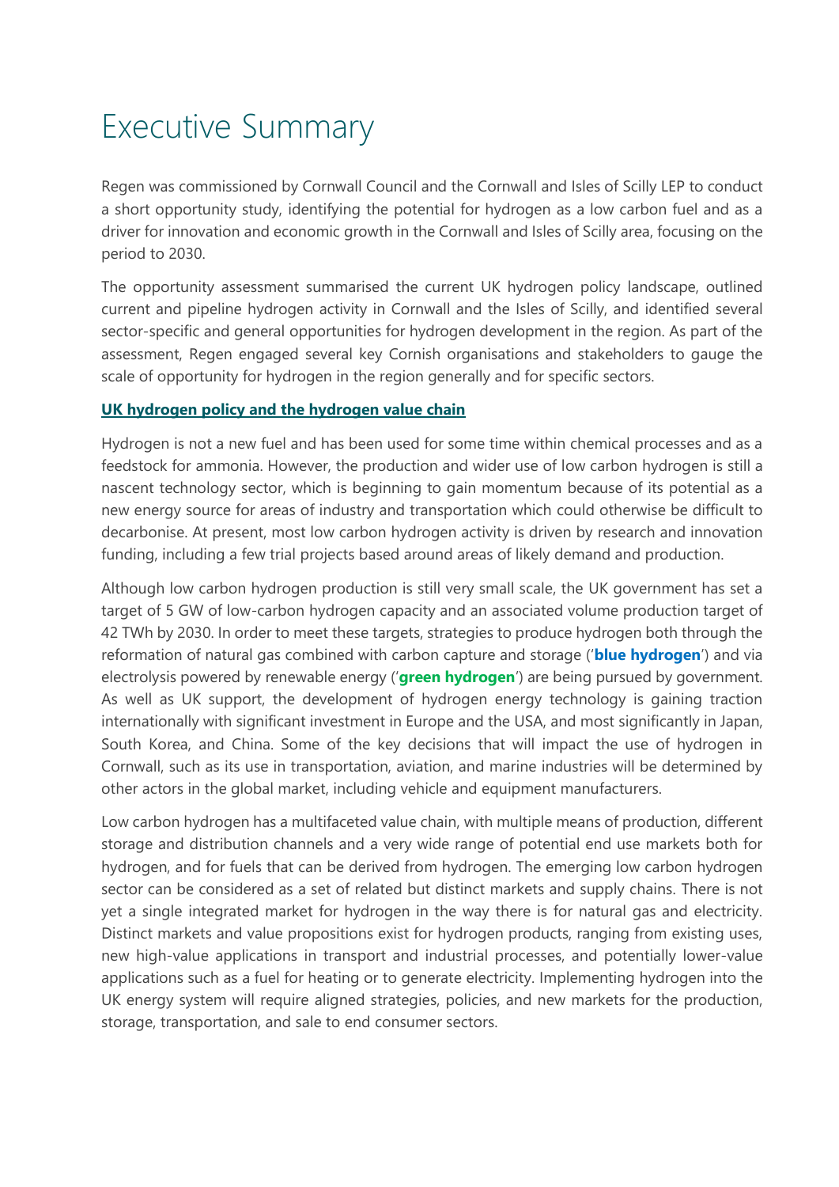# Executive Summary

Regen was commissioned by Cornwall Council and the Cornwall and Isles of Scilly LEP to conduct a short opportunity study, identifying the potential for hydrogen as a low carbon fuel and as a driver for innovation and economic growth in the Cornwall and Isles of Scilly area, focusing on the period to 2030.

The opportunity assessment summarised the current UK hydrogen policy landscape, outlined current and pipeline hydrogen activity in Cornwall and the Isles of Scilly, and identified several sector-specific and general opportunities for hydrogen development in the region. As part of the assessment, Regen engaged several key Cornish organisations and stakeholders to gauge the scale of opportunity for hydrogen in the region generally and for specific sectors.

**UK hydrogen policy and the hydrogen value chain**

Hydrogen is not a new fuel and has been used for some time within chemical processes and as a feedstock for ammonia. However, the production and wider use of low carbon hydrogen is still a nascent technology sector, which is beginning to gain momentum because of its potential as a new energy source for areas of industry and transportation which could otherwise be difficult to decarbonise. At present, most low carbon hydrogen activity is driven by research and innovation funding, including a few trial projects based around areas of likely demand and production.

Although low carbon hydrogen production is still very small scale, the UK government has set a target of 5 GW of low-carbon hydrogen capacity and an associated volume production target of 42 TWh by 2030. In order to meet these targets, strategies to produce hydrogen both through the reformation of natural gas combined with carbon capture and storage ('**blue hydrogen**') and via electrolysis powered by renewable energy ('**green hydrogen**') are being pursued by government. As well as UK support, the development of hydrogen energy technology is gaining traction internationally with significant investment in Europe and the USA, and most significantly in Japan, South Korea, and China. Some of the key decisions that will impact the use of hydrogen in Cornwall, such as its use in transportation, aviation, and marine industries will be determined by other actors in the global market, including vehicle and equipment manufacturers.

Low carbon hydrogen has a multifaceted value chain, with multiple means of production, different storage and distribution channels and a very wide range of potential end use markets both for hydrogen, and for fuels that can be derived from hydrogen. The emerging low carbon hydrogen sector can be considered as a set of related but distinct markets and supply chains. There is not yet a single integrated market for hydrogen in the way there is for natural gas and electricity. Distinct markets and value propositions exist for hydrogen products, ranging from existing uses, new high-value applications in transport and industrial processes, and potentially lower-value applications such as a fuel for heating or to generate electricity. Implementing hydrogen into the UK energy system will require aligned strategies, policies, and new markets for the production, storage, transportation, and sale to end consumer sectors.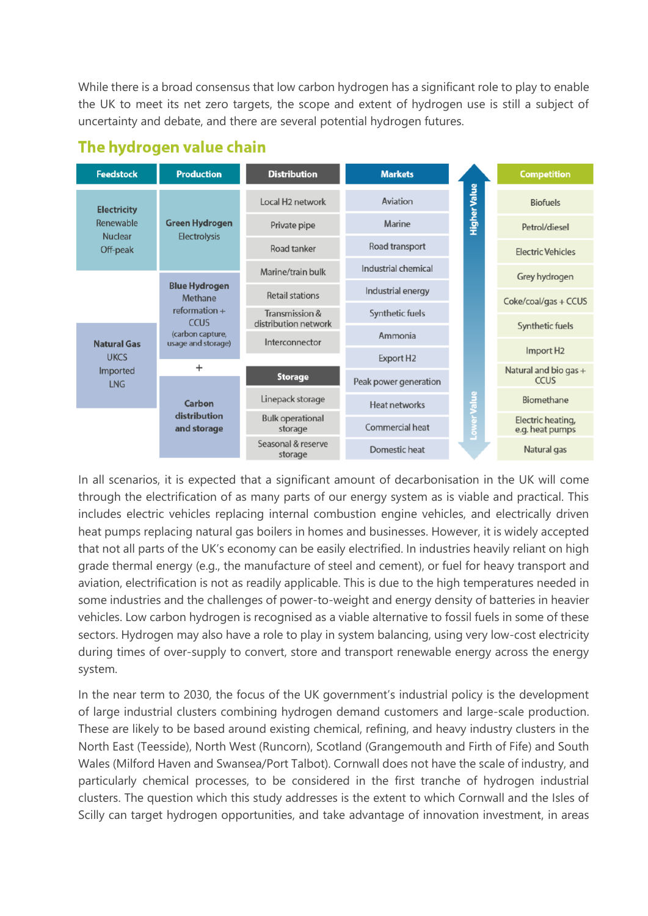While there is a broad consensus that low carbon hydrogen has a significant role to play to enable the UK to meet its net zero targets, the scope and extent of hydrogen use is still a subject of uncertainty and debate, and there are several potential hydrogen futures.

## The hydrogen value chain

| Feedstock | Production | Distribution | Markets | Competition |
|---|---|---|---|---|
| **Electricity** Renewable Nuclear Off-peak | **Green Hydrogen** Electrolysis | Local H2 network | Aviation | Biofuels |
| | | Private pipe | Marine | Petrol/diesel |
| | | Road tanker | Road transport | Electric Vehicles |
| | **Blue Hydrogen** Methane reformation + CCUS (carbon capture, usage and storage) | Marine/train bulk | Industrial chemical | Grey hydrogen |
| **Natural Gas** UKCS Imported LNG | | Retail stations | Industrial energy | Coke/coal/gas + CCUS |
| | | Transmission & distribution network | Synthetic fuels | Synthetic fuels |
| | | Interconnector | Ammonia | Import H2 |
| | + | | Export H2 | Natural and bio gas + CCUS |
| | **Carbon distribution and storage** | **Storage** | Peak power generation | Biomethane |
| | | Linepack storage | Heat networks | Electric heating, e.g. heat pumps |
| | | Bulk operational storage | Commercial heat | Natural gas |
| | | Seasonal & reserve storage | Domestic heat | |

Higher Value ↑ / Lower Value ↓ (Markets)

In all scenarios, it is expected that a significant amount of decarbonisation in the UK will come through the electrification of as many parts of our energy system as is viable and practical. This includes electric vehicles replacing internal combustion engine vehicles, and electrically driven heat pumps replacing natural gas boilers in homes and businesses. However, it is widely accepted that not all parts of the UK's economy can be easily electrified. In industries heavily reliant on high grade thermal energy (e.g., the manufacture of steel and cement), or fuel for heavy transport and aviation, electrification is not as readily applicable. This is due to the high temperatures needed in some industries and the challenges of power-to-weight and energy density of batteries in heavier vehicles. Low carbon hydrogen is recognised as a viable alternative to fossil fuels in some of these sectors. Hydrogen may also have a role to play in system balancing, using very low-cost electricity during times of over-supply to convert, store and transport renewable energy across the energy system.

In the near term to 2030, the focus of the UK government's industrial policy is the development of large industrial clusters combining hydrogen demand customers and large-scale production. These are likely to be based around existing chemical, refining, and heavy industry clusters in the North East (Teesside), North West (Runcorn), Scotland (Grangemouth and Firth of Fife) and South Wales (Milford Haven and Swansea/Port Talbot). Cornwall does not have the scale of industry, and particularly chemical processes, to be considered in the first tranche of hydrogen industrial clusters. The question which this study addresses is the extent to which Cornwall and the Isles of Scilly can target hydrogen opportunities, and take advantage of innovation investment, in areas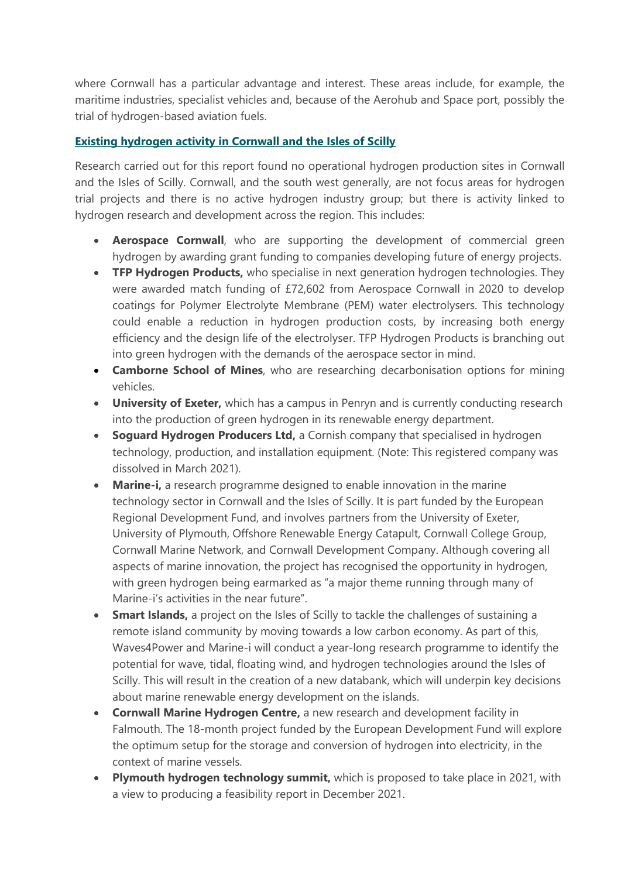where Cornwall has a particular advantage and interest. These areas include, for example, the maritime industries, specialist vehicles and, because of the Aerohub and Space port, possibly the trial of hydrogen-based aviation fuels.

## Existing hydrogen activity in Cornwall and the Isles of Scilly

Research carried out for this report found no operational hydrogen production sites in Cornwall and the Isles of Scilly. Cornwall, and the south west generally, are not focus areas for hydrogen trial projects and there is no active hydrogen industry group; but there is activity linked to hydrogen research and development across the region. This includes:

- **Aerospace Cornwall**, who are supporting the development of commercial green hydrogen by awarding grant funding to companies developing future of energy projects.
- **TFP Hydrogen Products,** who specialise in next generation hydrogen technologies. They were awarded match funding of £72,602 from Aerospace Cornwall in 2020 to develop coatings for Polymer Electrolyte Membrane (PEM) water electrolysers. This technology could enable a reduction in hydrogen production costs, by increasing both energy efficiency and the design life of the electrolyser. TFP Hydrogen Products is branching out into green hydrogen with the demands of the aerospace sector in mind.
- **Camborne School of Mines**, who are researching decarbonisation options for mining vehicles.
- **University of Exeter,** which has a campus in Penryn and is currently conducting research into the production of green hydrogen in its renewable energy department.
- **Soguard Hydrogen Producers Ltd,** a Cornish company that specialised in hydrogen technology, production, and installation equipment. (Note: This registered company was dissolved in March 2021).
- **Marine-i,** a research programme designed to enable innovation in the marine technology sector in Cornwall and the Isles of Scilly. It is part funded by the European Regional Development Fund, and involves partners from the University of Exeter, University of Plymouth, Offshore Renewable Energy Catapult, Cornwall College Group, Cornwall Marine Network, and Cornwall Development Company. Although covering all aspects of marine innovation, the project has recognised the opportunity in hydrogen, with green hydrogen being earmarked as "a major theme running through many of Marine-i's activities in the near future".
- **Smart Islands,** a project on the Isles of Scilly to tackle the challenges of sustaining a remote island community by moving towards a low carbon economy. As part of this, Waves4Power and Marine-i will conduct a year-long research programme to identify the potential for wave, tidal, floating wind, and hydrogen technologies around the Isles of Scilly. This will result in the creation of a new databank, which will underpin key decisions about marine renewable energy development on the islands.
- **Cornwall Marine Hydrogen Centre,** a new research and development facility in Falmouth. The 18-month project funded by the European Development Fund will explore the optimum setup for the storage and conversion of hydrogen into electricity, in the context of marine vessels.
- **Plymouth hydrogen technology summit,** which is proposed to take place in 2021, with a view to producing a feasibility report in December 2021.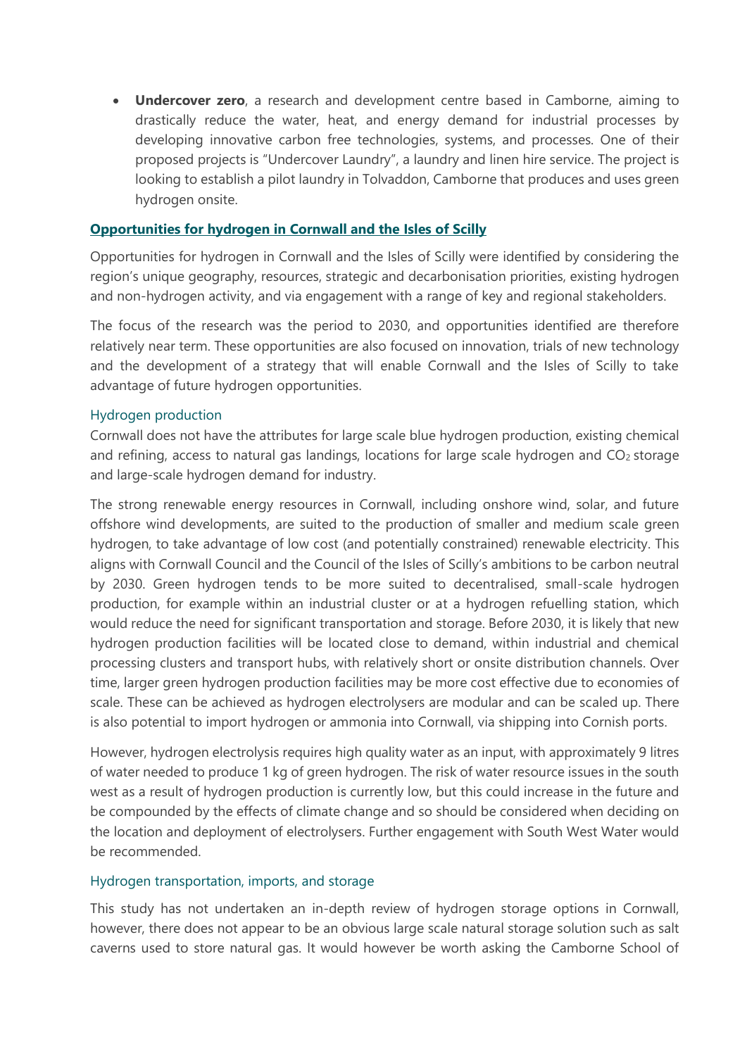- **Undercover zero**, a research and development centre based in Camborne, aiming to drastically reduce the water, heat, and energy demand for industrial processes by developing innovative carbon free technologies, systems, and processes. One of their proposed projects is "Undercover Laundry", a laundry and linen hire service. The project is looking to establish a pilot laundry in Tolvaddon, Camborne that produces and uses green hydrogen onsite.

## Opportunities for hydrogen in Cornwall and the Isles of Scilly

Opportunities for hydrogen in Cornwall and the Isles of Scilly were identified by considering the region's unique geography, resources, strategic and decarbonisation priorities, existing hydrogen and non-hydrogen activity, and via engagement with a range of key and regional stakeholders.

The focus of the research was the period to 2030, and opportunities identified are therefore relatively near term. These opportunities are also focused on innovation, trials of new technology and the development of a strategy that will enable Cornwall and the Isles of Scilly to take advantage of future hydrogen opportunities.

### Hydrogen production

Cornwall does not have the attributes for large scale blue hydrogen production, existing chemical and refining, access to natural gas landings, locations for large scale hydrogen and $CO_2$ storage and large-scale hydrogen demand for industry.

The strong renewable energy resources in Cornwall, including onshore wind, solar, and future offshore wind developments, are suited to the production of smaller and medium scale green hydrogen, to take advantage of low cost (and potentially constrained) renewable electricity. This aligns with Cornwall Council and the Council of the Isles of Scilly's ambitions to be carbon neutral by 2030. Green hydrogen tends to be more suited to decentralised, small-scale hydrogen production, for example within an industrial cluster or at a hydrogen refuelling station, which would reduce the need for significant transportation and storage. Before 2030, it is likely that new hydrogen production facilities will be located close to demand, within industrial and chemical processing clusters and transport hubs, with relatively short or onsite distribution channels. Over time, larger green hydrogen production facilities may be more cost effective due to economies of scale. These can be achieved as hydrogen electrolysers are modular and can be scaled up. There is also potential to import hydrogen or ammonia into Cornwall, via shipping into Cornish ports.

However, hydrogen electrolysis requires high quality water as an input, with approximately 9 litres of water needed to produce 1 kg of green hydrogen. The risk of water resource issues in the south west as a result of hydrogen production is currently low, but this could increase in the future and be compounded by the effects of climate change and so should be considered when deciding on the location and deployment of electrolysers. Further engagement with South West Water would be recommended.

### Hydrogen transportation, imports, and storage

This study has not undertaken an in-depth review of hydrogen storage options in Cornwall, however, there does not appear to be an obvious large scale natural storage solution such as salt caverns used to store natural gas. It would however be worth asking the Camborne School of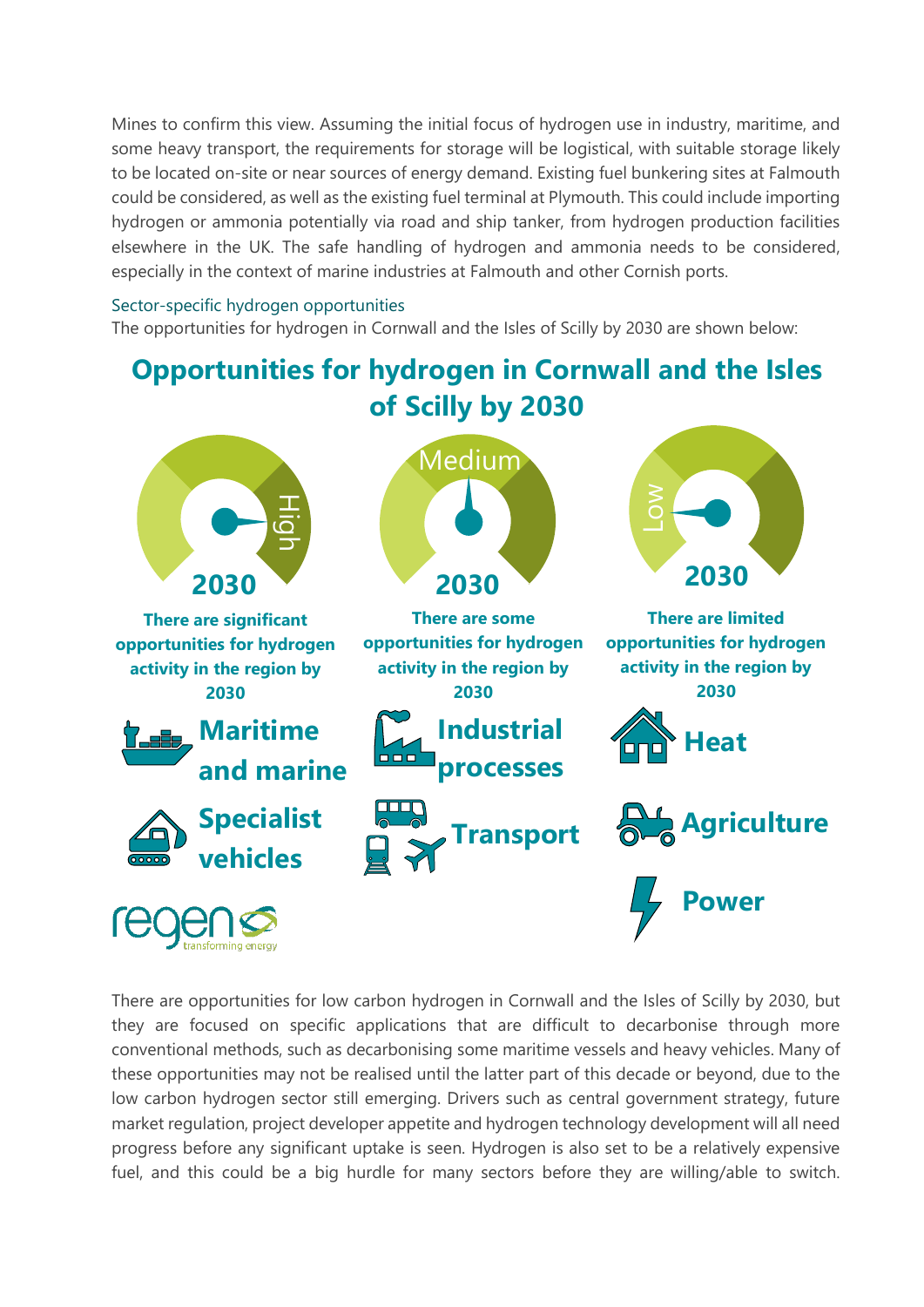Mines to confirm this view. Assuming the initial focus of hydrogen use in industry, maritime, and some heavy transport, the requirements for storage will be logistical, with suitable storage likely to be located on-site or near sources of energy demand. Existing fuel bunkering sites at Falmouth could be considered, as well as the existing fuel terminal at Plymouth. This could include importing hydrogen or ammonia potentially via road and ship tanker, from hydrogen production facilities elsewhere in the UK. The safe handling of hydrogen and ammonia needs to be considered, especially in the context of marine industries at Falmouth and other Cornish ports.

### Sector-specific hydrogen opportunities

The opportunities for hydrogen in Cornwall and the Isles of Scilly by 2030 are shown below:

## Opportunities for hydrogen in Cornwall and the Isles of Scilly by 2030

**High – 2030**

**There are significant opportunities for hydrogen activity in the region by 2030**

- **Maritime and marine**
- **Specialist vehicles**

**Medium – 2030**

**There are some opportunities for hydrogen activity in the region by 2030**

- **Industrial processes**
- **Transport**

**Low – 2030**

**There are limited opportunities for hydrogen activity in the region by 2030**

- **Heat**
- **Agriculture**
- **Power**

regen transforming energy

There are opportunities for low carbon hydrogen in Cornwall and the Isles of Scilly by 2030, but they are focused on specific applications that are difficult to decarbonise through more conventional methods, such as decarbonising some maritime vessels and heavy vehicles. Many of these opportunities may not be realised until the latter part of this decade or beyond, due to the low carbon hydrogen sector still emerging. Drivers such as central government strategy, future market regulation, project developer appetite and hydrogen technology development will all need progress before any significant uptake is seen. Hydrogen is also set to be a relatively expensive fuel, and this could be a big hurdle for many sectors before they are willing/able to switch.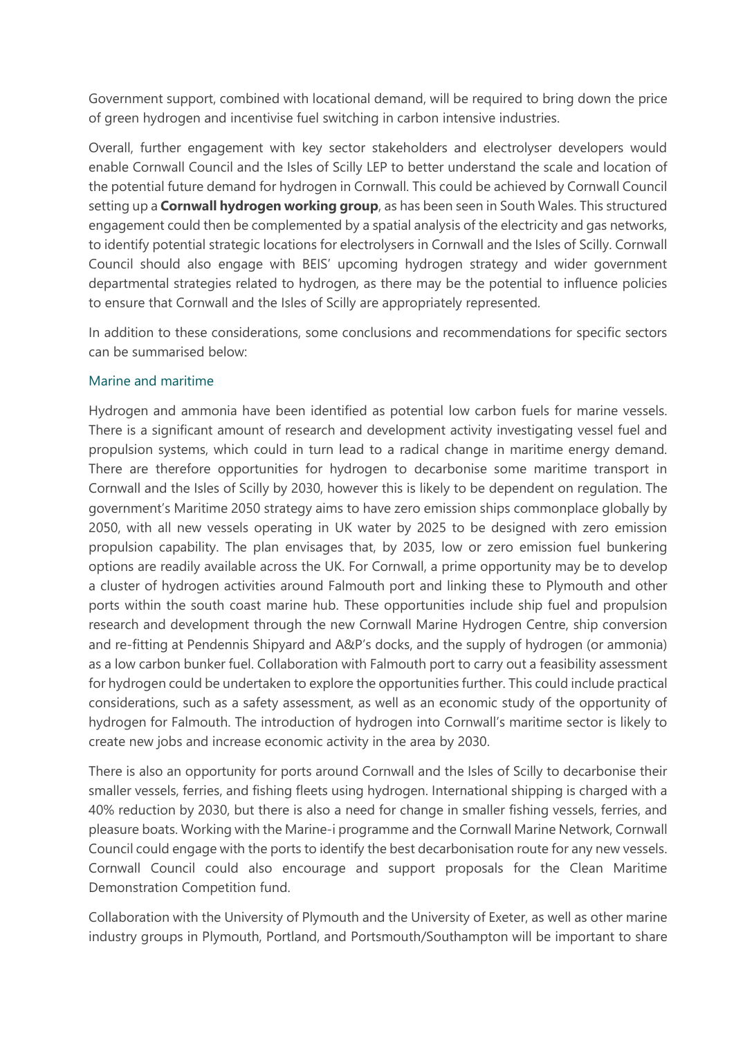Government support, combined with locational demand, will be required to bring down the price of green hydrogen and incentivise fuel switching in carbon intensive industries.

Overall, further engagement with key sector stakeholders and electrolyser developers would enable Cornwall Council and the Isles of Scilly LEP to better understand the scale and location of the potential future demand for hydrogen in Cornwall. This could be achieved by Cornwall Council setting up a **Cornwall hydrogen working group**, as has been seen in South Wales. This structured engagement could then be complemented by a spatial analysis of the electricity and gas networks, to identify potential strategic locations for electrolysers in Cornwall and the Isles of Scilly. Cornwall Council should also engage with BEIS' upcoming hydrogen strategy and wider government departmental strategies related to hydrogen, as there may be the potential to influence policies to ensure that Cornwall and the Isles of Scilly are appropriately represented.

In addition to these considerations, some conclusions and recommendations for specific sectors can be summarised below:

### Marine and maritime

Hydrogen and ammonia have been identified as potential low carbon fuels for marine vessels. There is a significant amount of research and development activity investigating vessel fuel and propulsion systems, which could in turn lead to a radical change in maritime energy demand. There are therefore opportunities for hydrogen to decarbonise some maritime transport in Cornwall and the Isles of Scilly by 2030, however this is likely to be dependent on regulation. The government's Maritime 2050 strategy aims to have zero emission ships commonplace globally by 2050, with all new vessels operating in UK water by 2025 to be designed with zero emission propulsion capability. The plan envisages that, by 2035, low or zero emission fuel bunkering options are readily available across the UK. For Cornwall, a prime opportunity may be to develop a cluster of hydrogen activities around Falmouth port and linking these to Plymouth and other ports within the south coast marine hub. These opportunities include ship fuel and propulsion research and development through the new Cornwall Marine Hydrogen Centre, ship conversion and re-fitting at Pendennis Shipyard and A&P's docks, and the supply of hydrogen (or ammonia) as a low carbon bunker fuel. Collaboration with Falmouth port to carry out a feasibility assessment for hydrogen could be undertaken to explore the opportunities further. This could include practical considerations, such as a safety assessment, as well as an economic study of the opportunity of hydrogen for Falmouth. The introduction of hydrogen into Cornwall's maritime sector is likely to create new jobs and increase economic activity in the area by 2030.

There is also an opportunity for ports around Cornwall and the Isles of Scilly to decarbonise their smaller vessels, ferries, and fishing fleets using hydrogen. International shipping is charged with a 40% reduction by 2030, but there is also a need for change in smaller fishing vessels, ferries, and pleasure boats. Working with the Marine-i programme and the Cornwall Marine Network, Cornwall Council could engage with the ports to identify the best decarbonisation route for any new vessels. Cornwall Council could also encourage and support proposals for the Clean Maritime Demonstration Competition fund.

Collaboration with the University of Plymouth and the University of Exeter, as well as other marine industry groups in Plymouth, Portland, and Portsmouth/Southampton will be important to share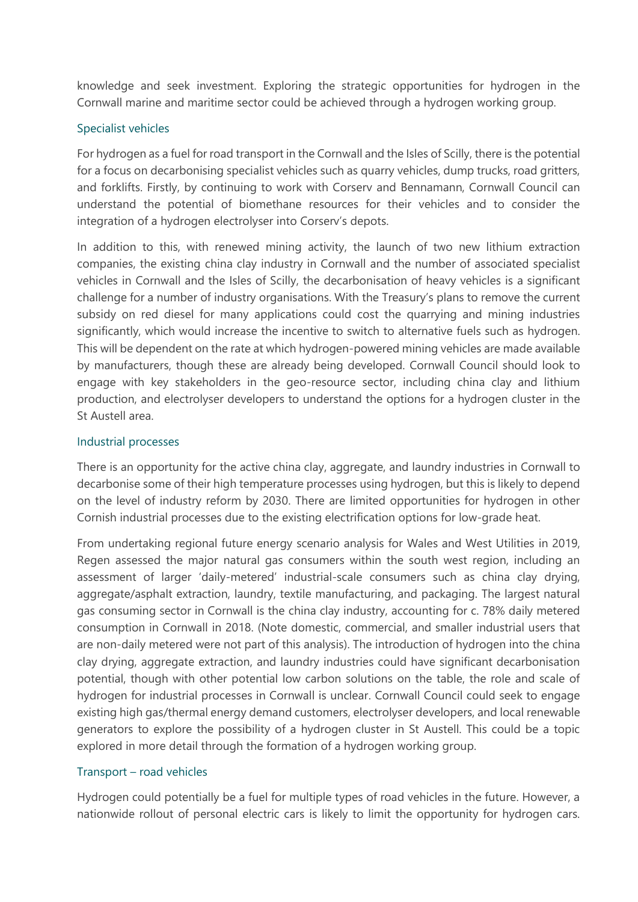knowledge and seek investment. Exploring the strategic opportunities for hydrogen in the Cornwall marine and maritime sector could be achieved through a hydrogen working group.

### Specialist vehicles

For hydrogen as a fuel for road transport in the Cornwall and the Isles of Scilly, there is the potential for a focus on decarbonising specialist vehicles such as quarry vehicles, dump trucks, road gritters, and forklifts. Firstly, by continuing to work with Corserv and Bennamann, Cornwall Council can understand the potential of biomethane resources for their vehicles and to consider the integration of a hydrogen electrolyser into Corserv's depots.

In addition to this, with renewed mining activity, the launch of two new lithium extraction companies, the existing china clay industry in Cornwall and the number of associated specialist vehicles in Cornwall and the Isles of Scilly, the decarbonisation of heavy vehicles is a significant challenge for a number of industry organisations. With the Treasury's plans to remove the current subsidy on red diesel for many applications could cost the quarrying and mining industries significantly, which would increase the incentive to switch to alternative fuels such as hydrogen. This will be dependent on the rate at which hydrogen-powered mining vehicles are made available by manufacturers, though these are already being developed. Cornwall Council should look to engage with key stakeholders in the geo-resource sector, including china clay and lithium production, and electrolyser developers to understand the options for a hydrogen cluster in the St Austell area.

### Industrial processes

There is an opportunity for the active china clay, aggregate, and laundry industries in Cornwall to decarbonise some of their high temperature processes using hydrogen, but this is likely to depend on the level of industry reform by 2030. There are limited opportunities for hydrogen in other Cornish industrial processes due to the existing electrification options for low-grade heat.

From undertaking regional future energy scenario analysis for Wales and West Utilities in 2019, Regen assessed the major natural gas consumers within the south west region, including an assessment of larger 'daily-metered' industrial-scale consumers such as china clay drying, aggregate/asphalt extraction, laundry, textile manufacturing, and packaging. The largest natural gas consuming sector in Cornwall is the china clay industry, accounting for c. 78% daily metered consumption in Cornwall in 2018. (Note domestic, commercial, and smaller industrial users that are non-daily metered were not part of this analysis). The introduction of hydrogen into the china clay drying, aggregate extraction, and laundry industries could have significant decarbonisation potential, though with other potential low carbon solutions on the table, the role and scale of hydrogen for industrial processes in Cornwall is unclear. Cornwall Council could seek to engage existing high gas/thermal energy demand customers, electrolyser developers, and local renewable generators to explore the possibility of a hydrogen cluster in St Austell. This could be a topic explored in more detail through the formation of a hydrogen working group.

### Transport – road vehicles

Hydrogen could potentially be a fuel for multiple types of road vehicles in the future. However, a nationwide rollout of personal electric cars is likely to limit the opportunity for hydrogen cars.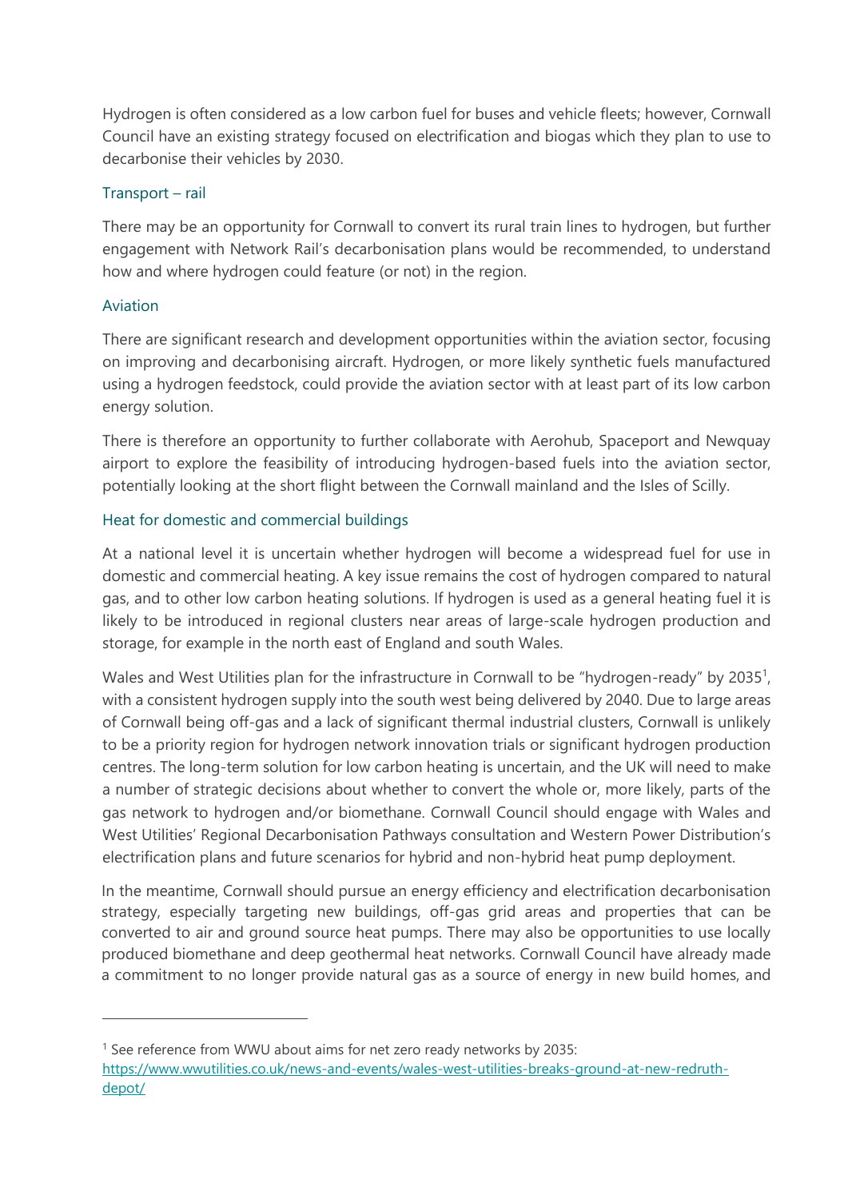Hydrogen is often considered as a low carbon fuel for buses and vehicle fleets; however, Cornwall Council have an existing strategy focused on electrification and biogas which they plan to use to decarbonise their vehicles by 2030.

### Transport – rail

There may be an opportunity for Cornwall to convert its rural train lines to hydrogen, but further engagement with Network Rail's decarbonisation plans would be recommended, to understand how and where hydrogen could feature (or not) in the region.

### Aviation

There are significant research and development opportunities within the aviation sector, focusing on improving and decarbonising aircraft. Hydrogen, or more likely synthetic fuels manufactured using a hydrogen feedstock, could provide the aviation sector with at least part of its low carbon energy solution.

There is therefore an opportunity to further collaborate with Aerohub, Spaceport and Newquay airport to explore the feasibility of introducing hydrogen-based fuels into the aviation sector, potentially looking at the short flight between the Cornwall mainland and the Isles of Scilly.

### Heat for domestic and commercial buildings

At a national level it is uncertain whether hydrogen will become a widespread fuel for use in domestic and commercial heating. A key issue remains the cost of hydrogen compared to natural gas, and to other low carbon heating solutions. If hydrogen is used as a general heating fuel it is likely to be introduced in regional clusters near areas of large-scale hydrogen production and storage, for example in the north east of England and south Wales.

Wales and West Utilities plan for the infrastructure in Cornwall to be "hydrogen-ready" by 2035[1], with a consistent hydrogen supply into the south west being delivered by 2040. Due to large areas of Cornwall being off-gas and a lack of significant thermal industrial clusters, Cornwall is unlikely to be a priority region for hydrogen network innovation trials or significant hydrogen production centres. The long-term solution for low carbon heating is uncertain, and the UK will need to make a number of strategic decisions about whether to convert the whole or, more likely, parts of the gas network to hydrogen and/or biomethane. Cornwall Council should engage with Wales and West Utilities' Regional Decarbonisation Pathways consultation and Western Power Distribution's electrification plans and future scenarios for hybrid and non-hybrid heat pump deployment.

In the meantime, Cornwall should pursue an energy efficiency and electrification decarbonisation strategy, especially targeting new buildings, off-gas grid areas and properties that can be converted to air and ground source heat pumps. There may also be opportunities to use locally produced biomethane and deep geothermal heat networks. Cornwall Council have already made a commitment to no longer provide natural gas as a source of energy in new build homes, and

---

[1] See reference from WWU about aims for net zero ready networks by 2035: https://www.wwutilities.co.uk/news-and-events/wales-west-utilities-breaks-ground-at-new-redruth-depot/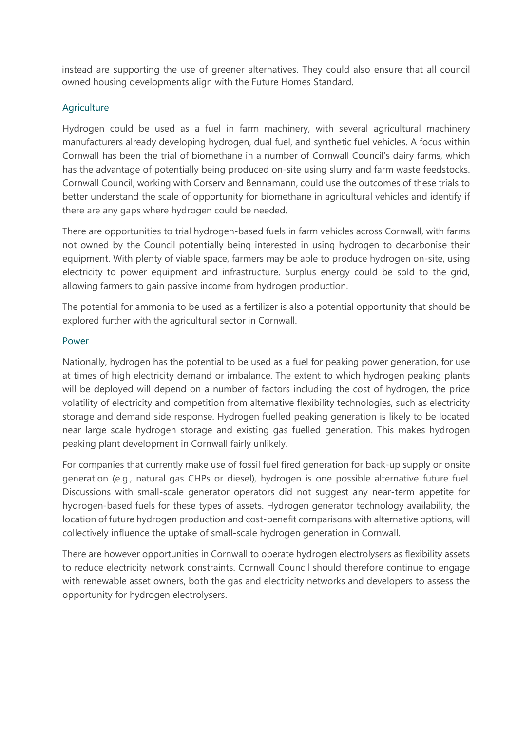instead are supporting the use of greener alternatives. They could also ensure that all council owned housing developments align with the Future Homes Standard.

### Agriculture

Hydrogen could be used as a fuel in farm machinery, with several agricultural machinery manufacturers already developing hydrogen, dual fuel, and synthetic fuel vehicles. A focus within Cornwall has been the trial of biomethane in a number of Cornwall Council's dairy farms, which has the advantage of potentially being produced on-site using slurry and farm waste feedstocks. Cornwall Council, working with Corserv and Bennamann, could use the outcomes of these trials to better understand the scale of opportunity for biomethane in agricultural vehicles and identify if there are any gaps where hydrogen could be needed.

There are opportunities to trial hydrogen-based fuels in farm vehicles across Cornwall, with farms not owned by the Council potentially being interested in using hydrogen to decarbonise their equipment. With plenty of viable space, farmers may be able to produce hydrogen on-site, using electricity to power equipment and infrastructure. Surplus energy could be sold to the grid, allowing farmers to gain passive income from hydrogen production.

The potential for ammonia to be used as a fertilizer is also a potential opportunity that should be explored further with the agricultural sector in Cornwall.

### Power

Nationally, hydrogen has the potential to be used as a fuel for peaking power generation, for use at times of high electricity demand or imbalance. The extent to which hydrogen peaking plants will be deployed will depend on a number of factors including the cost of hydrogen, the price volatility of electricity and competition from alternative flexibility technologies, such as electricity storage and demand side response. Hydrogen fuelled peaking generation is likely to be located near large scale hydrogen storage and existing gas fuelled generation. This makes hydrogen peaking plant development in Cornwall fairly unlikely.

For companies that currently make use of fossil fuel fired generation for back-up supply or onsite generation (e.g., natural gas CHPs or diesel), hydrogen is one possible alternative future fuel. Discussions with small-scale generator operators did not suggest any near-term appetite for hydrogen-based fuels for these types of assets. Hydrogen generator technology availability, the location of future hydrogen production and cost-benefit comparisons with alternative options, will collectively influence the uptake of small-scale hydrogen generation in Cornwall.

There are however opportunities in Cornwall to operate hydrogen electrolysers as flexibility assets to reduce electricity network constraints. Cornwall Council should therefore continue to engage with renewable asset owners, both the gas and electricity networks and developers to assess the opportunity for hydrogen electrolysers.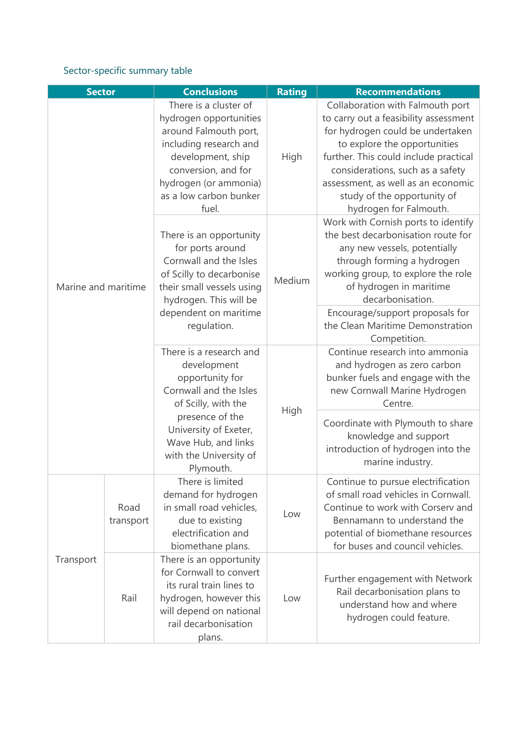Sector-specific summary table

| Sector | | Conclusions | Rating | Recommendations |
|---|---|---|---|---|
| Marine and maritime | | There is a cluster of hydrogen opportunities around Falmouth port, including research and development, ship conversion, and for hydrogen (or ammonia) as a low carbon bunker fuel. | High | Collaboration with Falmouth port to carry out a feasibility assessment for hydrogen could be undertaken to explore the opportunities further. This could include practical considerations, such as a safety assessment, as well as an economic study of the opportunity of hydrogen for Falmouth. |
| | | There is an opportunity for ports around Cornwall and the Isles of Scilly to decarbonise their small vessels using hydrogen. This will be dependent on maritime regulation. | Medium | Work with Cornish ports to identify the best decarbonisation route for any new vessels, potentially through forming a hydrogen working group, to explore the role of hydrogen in maritime decarbonisation. |
| | | | | Encourage/support proposals for the Clean Maritime Demonstration Competition. |
| | | There is a research and development opportunity for Cornwall and the Isles of Scilly, with the presence of the University of Exeter, Wave Hub, and links with the University of Plymouth. | High | Continue research into ammonia and hydrogen as zero carbon bunker fuels and engage with the new Cornwall Marine Hydrogen Centre. |
| | | | | Coordinate with Plymouth to share knowledge and support introduction of hydrogen into the marine industry. |
| Transport | Road transport | There is limited demand for hydrogen in small road vehicles, due to existing electrification and biomethane plans. | Low | Continue to pursue electrification of small road vehicles in Cornwall. Continue to work with Corserv and Bennamann to understand the potential of biomethane resources for buses and council vehicles. |
| | Rail | There is an opportunity for Cornwall to convert its rural train lines to hydrogen, however this will depend on national rail decarbonisation plans. | Low | Further engagement with Network Rail decarbonisation plans to understand how and where hydrogen could feature. |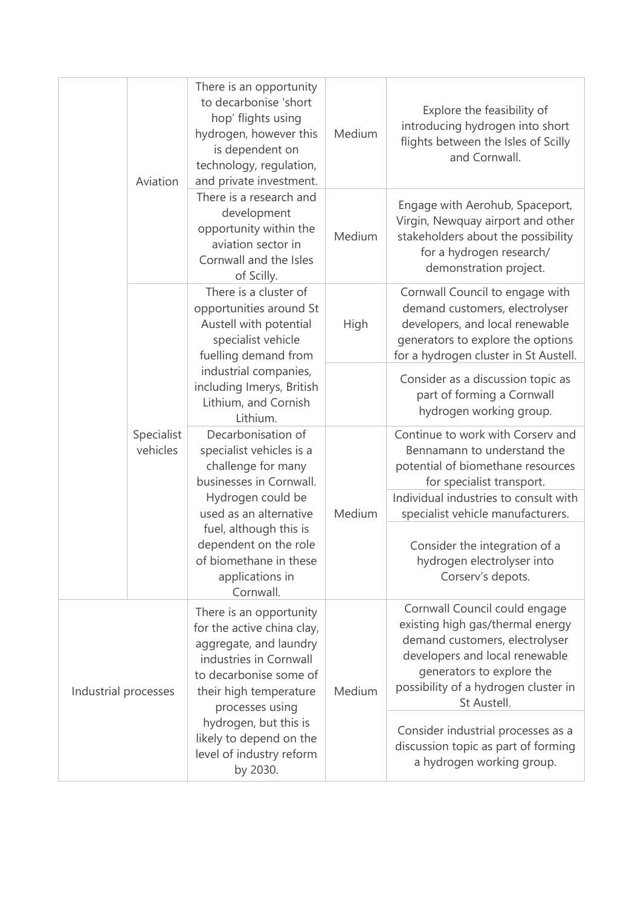|  |  |  |  |  |
|---|---|---|---|---|
|  | Aviation | There is an opportunity to decarbonise 'short hop' flights using hydrogen, however this is dependent on technology, regulation, and private investment. | Medium | Explore the feasibility of introducing hydrogen into short flights between the Isles of Scilly and Cornwall. |
|  |  | There is a research and development opportunity within the aviation sector in Cornwall and the Isles of Scilly. | Medium | Engage with Aerohub, Spaceport, Virgin, Newquay airport and other stakeholders about the possibility for a hydrogen research/ demonstration project. |
|  | Specialist vehicles | There is a cluster of opportunities around St Austell with potential specialist vehicle fuelling demand from industrial companies, including Imerys, British Lithium, and Cornish Lithium. | High | Cornwall Council to engage with demand customers, electrolyser developers, and local renewable generators to explore the options for a hydrogen cluster in St Austell. |
|  |  |  |  | Consider as a discussion topic as part of forming a Cornwall hydrogen working group. |
|  |  | Decarbonisation of specialist vehicles is a challenge for many businesses in Cornwall. Hydrogen could be used as an alternative fuel, although this is dependent on the role of biomethane in these applications in Cornwall. | Medium | Continue to work with Corserv and Bennamann to understand the potential of biomethane resources for specialist transport. |
|  |  |  |  | Individual industries to consult with specialist vehicle manufacturers. |
|  |  |  |  | Consider the integration of a hydrogen electrolyser into Corserv's depots. |
| Industrial processes |  | There is an opportunity for the active china clay, aggregate, and laundry industries in Cornwall to decarbonise some of their high temperature processes using hydrogen, but this is likely to depend on the level of industry reform by 2030. | Medium | Cornwall Council could engage existing high gas/thermal energy demand customers, electrolyser developers and local renewable generators to explore the possibility of a hydrogen cluster in St Austell. |
|  |  |  |  | Consider industrial processes as a discussion topic as part of forming a hydrogen working group. |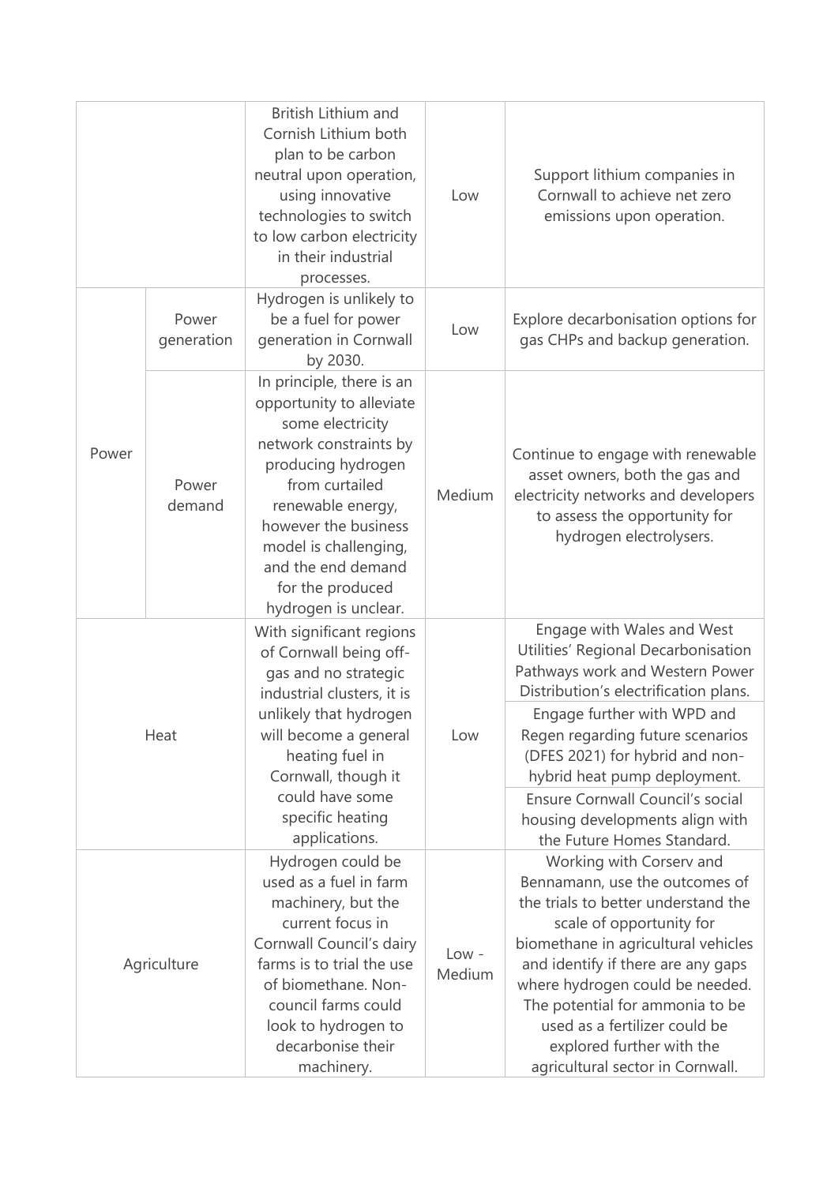| | | | | |
|---|---|---|---|---|
| | | British Lithium and Cornish Lithium both plan to be carbon neutral upon operation, using innovative technologies to switch to low carbon electricity in their industrial processes. | Low | Support lithium companies in Cornwall to achieve net zero emissions upon operation. |
| Power | Power generation | Hydrogen is unlikely to be a fuel for power generation in Cornwall by 2030. | Low | Explore decarbonisation options for gas CHPs and backup generation. |
| | Power demand | In principle, there is an opportunity to alleviate some electricity network constraints by producing hydrogen from curtailed renewable energy, however the business model is challenging, and the end demand for the produced hydrogen is unclear. | Medium | Continue to engage with renewable asset owners, both the gas and electricity networks and developers to assess the opportunity for hydrogen electrolysers. |
| Heat | | With significant regions of Cornwall being off-gas and no strategic industrial clusters, it is unlikely that hydrogen will become a general heating fuel in Cornwall, though it could have some specific heating applications. | Low | Engage with Wales and West Utilities' Regional Decarbonisation Pathways work and Western Power Distribution's electrification plans. |
| | | | | Engage further with WPD and Regen regarding future scenarios (DFES 2021) for hybrid and non-hybrid heat pump deployment. |
| | | | | Ensure Cornwall Council's social housing developments align with the Future Homes Standard. |
| Agriculture | | Hydrogen could be used as a fuel in farm machinery, but the current focus in Cornwall Council's dairy farms is to trial the use of biomethane. Non-council farms could look to hydrogen to decarbonise their machinery. | Low - Medium | Working with Corserv and Bennamann, use the outcomes of the trials to better understand the scale of opportunity for biomethane in agricultural vehicles and identify if there are any gaps where hydrogen could be needed. The potential for ammonia to be used as a fertilizer could be explored further with the agricultural sector in Cornwall. |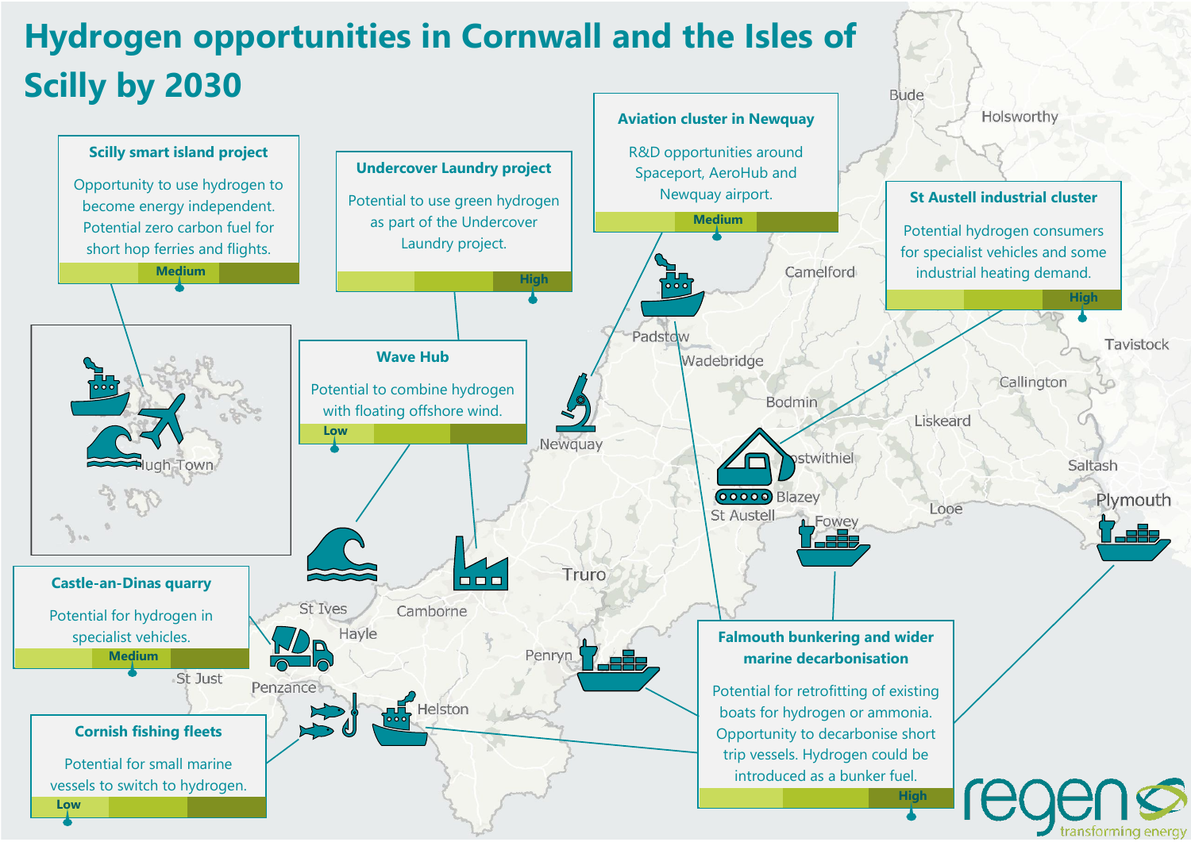# Hydrogen opportunities in Cornwall and the Isles of Scilly by 2030

### Scilly smart island project

Opportunity to use hydrogen to become energy independent. Potential zero carbon fuel for short hop ferries and flights.

**Medium**

### Undercover Laundry project

Potential to use green hydrogen as part of the Undercover Laundry project.

**High**

### Aviation cluster in Newquay

R&D opportunities around Spaceport, AeroHub and Newquay airport.

**Medium**

### St Austell industrial cluster

Potential hydrogen consumers for specialist vehicles and some industrial heating demand.

**High**

### Wave Hub

Potential to combine hydrogen with floating offshore wind.

**Low**

### Castle-an-Dinas quarry

Potential for hydrogen in specialist vehicles.

**Medium**

### Cornish fishing fleets

Potential for small marine vessels to switch to hydrogen.

**Low**

### Falmouth bunkering and wider marine decarbonisation

Potential for retrofitting of existing boats for hydrogen or ammonia. Opportunity to decarbonise short trip vessels. Hydrogen could be introduced as a bunker fuel.

**High**

regen transforming energy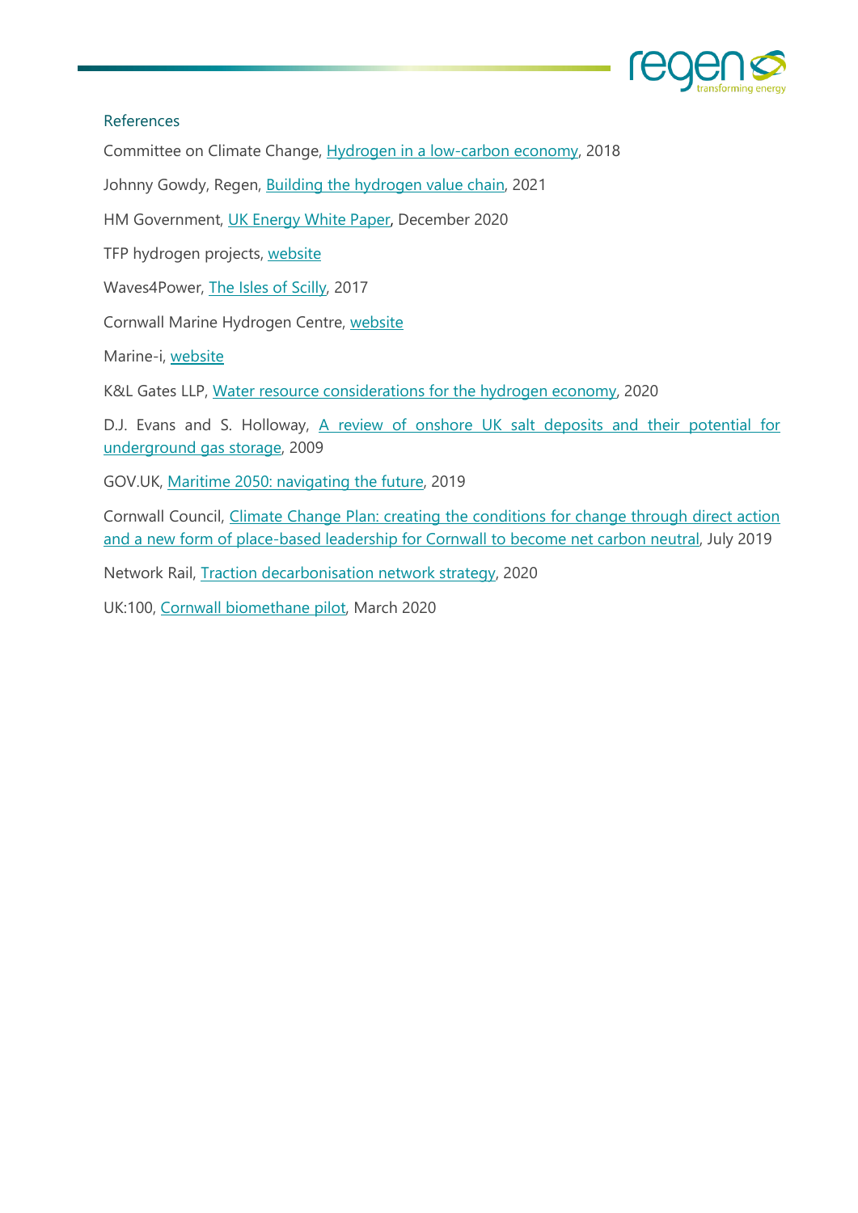## References

Committee on Climate Change, Hydrogen in a low-carbon economy, 2018

Johnny Gowdy, Regen, Building the hydrogen value chain, 2021

HM Government, UK Energy White Paper, December 2020

TFP hydrogen projects, website

Waves4Power, The Isles of Scilly, 2017

Cornwall Marine Hydrogen Centre, website

Marine-i, website

K&L Gates LLP, Water resource considerations for the hydrogen economy, 2020

D.J. Evans and S. Holloway, A review of onshore UK salt deposits and their potential for underground gas storage, 2009

GOV.UK, Maritime 2050: navigating the future, 2019

Cornwall Council, Climate Change Plan: creating the conditions for change through direct action and a new form of place-based leadership for Cornwall to become net carbon neutral, July 2019

Network Rail, Traction decarbonisation network strategy, 2020

UK:100, Cornwall biomethane pilot, March 2020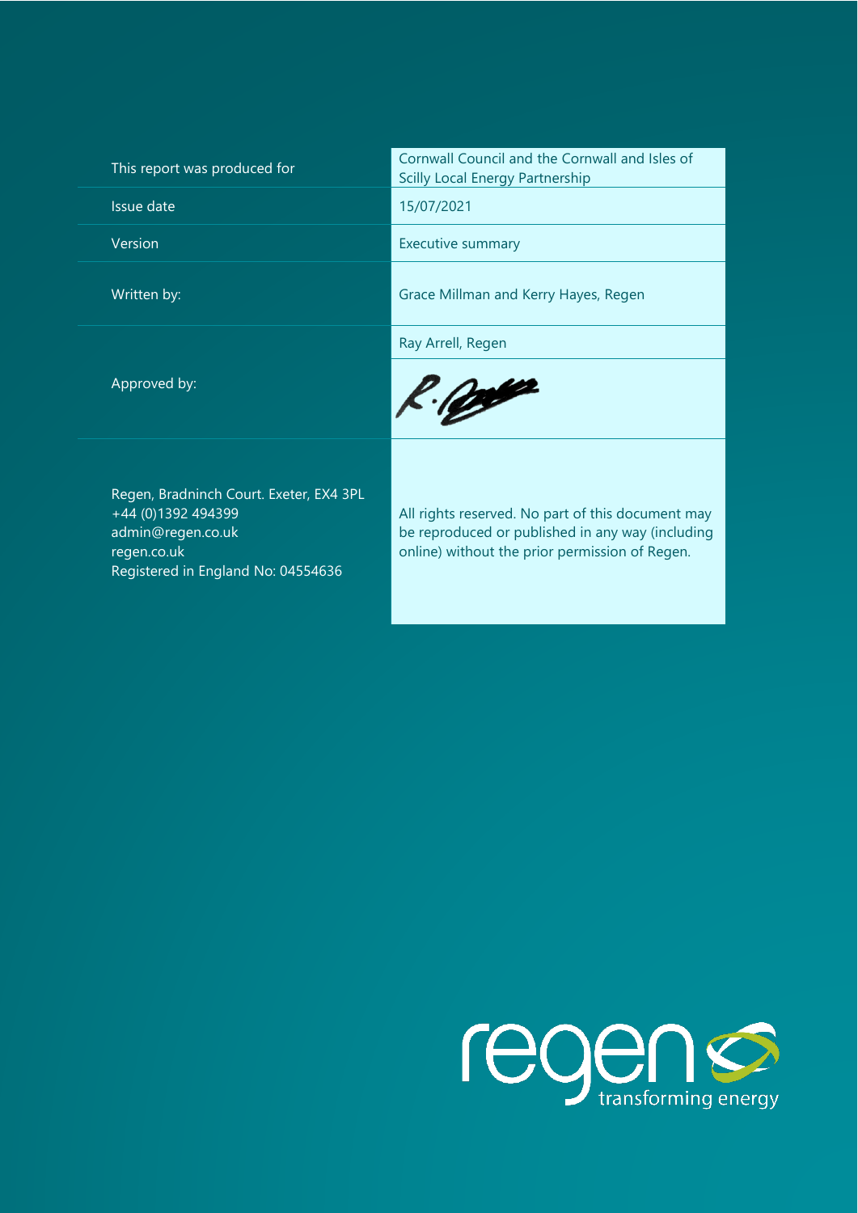| | |
|---|---|
| This report was produced for | Cornwall Council and the Cornwall and Isles of Scilly Local Energy Partnership |
| Issue date | 15/07/2021 |
| Version | Executive summary |
| Written by: | Grace Millman and Kerry Hayes, Regen |
| Approved by: | Ray Arrell, Regen |

Regen, Bradninch Court. Exeter, EX4 3PL
+44 (0)1392 494399
admin@regen.co.uk
regen.co.uk
Registered in England No: 04554636

All rights reserved. No part of this document may be reproduced or published in any way (including online) without the prior permission of Regen.

regen
transforming energy